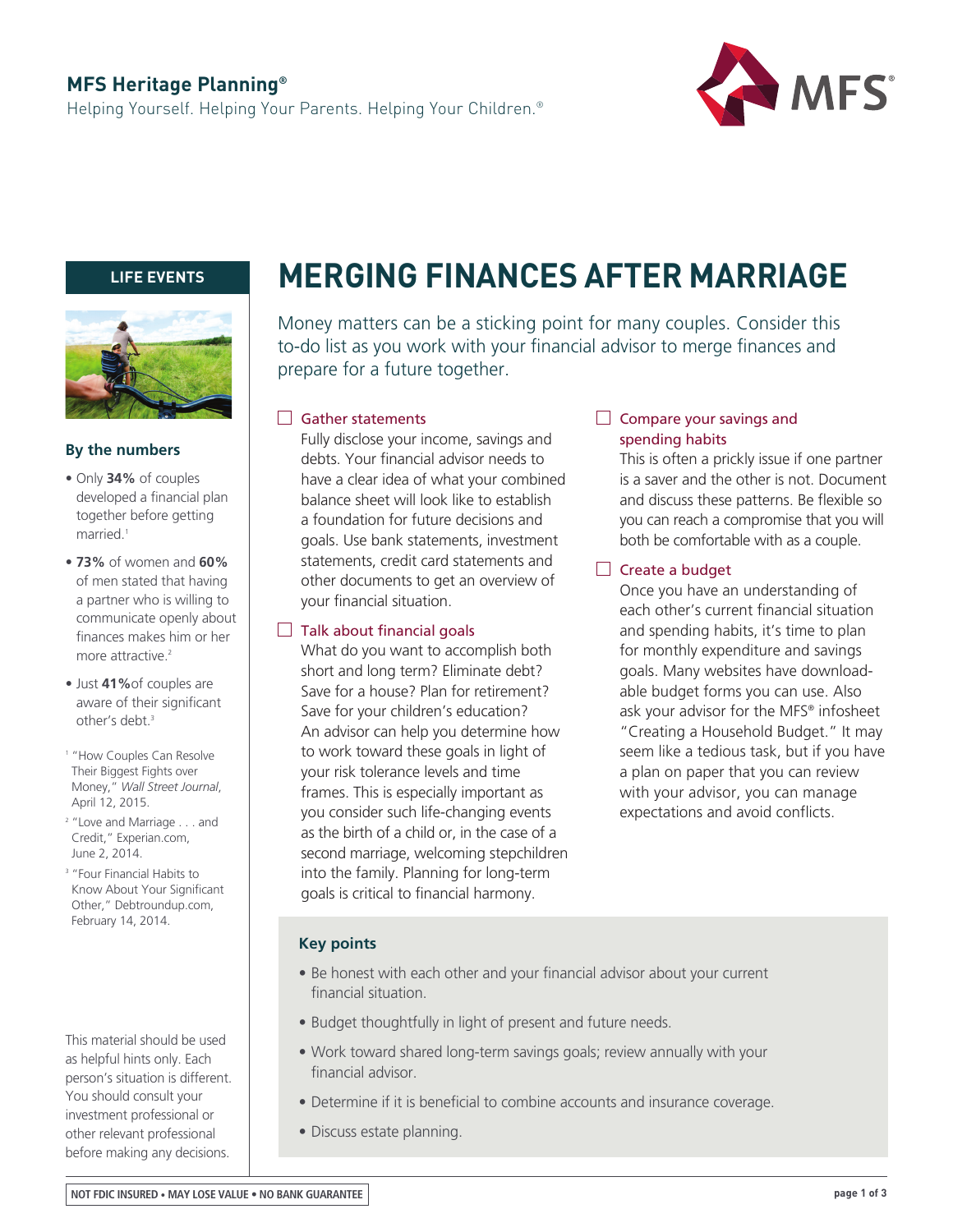**MFS Heritage Planning®**

Helping Yourself. Helping Your Parents. Helping Your Children.®

LIFE EVENTS

# MERGING FINANCES AFTER MARRIAGE

Money matters can be a sticking point for many couples. Consider this to-do list as you work with your financial advisor to merge finances and prepare for a future together.

☐ **Gather statements**

Fully disclose your income, savings and debts. Your financial advisor needs to have a clear idea of what your combined balance sheet will look like to establish a foundation for future decisions and goals. Use bank statements, investment statements, credit card statements and other documents to get an overview of your financial situation.

☐ **Talk about financial goals**

What do you want to accomplish both short and long term? Eliminate debt? Save for a house? Plan for retirement? Save for your children's education? An advisor can help you determine how to work toward these goals in light of your risk tolerance levels and time frames. This is especially important as you consider such life-changing events as the birth of a child or, in the case of a second marriage, welcoming stepchildren into the family. Planning for long-term goals is critical to financial harmony.

☐ **Compare your savings and spending habits**

This is often a prickly issue if one partner is a saver and the other is not. Document and discuss these patterns. Be flexible so you can reach a compromise that you will both be comfortable with as a couple.

☐ **Create a budget**

Once you have an understanding of each other's current financial situation and spending habits, it's time to plan for monthly expenditure and savings goals. Many websites have downloadable budget forms you can use. Also ask your advisor for the MFS® infosheet "Creating a Household Budget." It may seem like a tedious task, but if you have a plan on paper that you can review with your advisor, you can manage expectations and avoid conflicts.

### Key points

- Be honest with each other and your financial advisor about your current financial situation.
- Budget thoughtfully in light of present and future needs.
- Work toward shared long-term savings goals; review annually with your financial advisor.
- Determine if it is beneficial to combine accounts and insurance coverage.
- Discuss estate planning.

### By the numbers

- Only **34%** of couples developed a financial plan together before getting married.[1]
- **73%** of women and **60%** of men stated that having a partner who is willing to communicate openly about finances makes him or her more attractive.[2]
- Just **41%** of couples are aware of their significant other's debt.[3]

[1] "How Couples Can Resolve Their Biggest Fights over Money," *Wall Street Journal*, April 12, 2015.

[2] "Love and Marriage . . . and Credit," Experian.com, June 2, 2014.

[3] "Four Financial Habits to Know About Your Significant Other," Debtroundup.com, February 14, 2014.

This material should be used as helpful hints only. Each person's situation is different. You should consult your investment professional or other relevant professional before making any decisions.

NOT FDIC INSURED • MAY LOSE VALUE • NO BANK GUARANTEE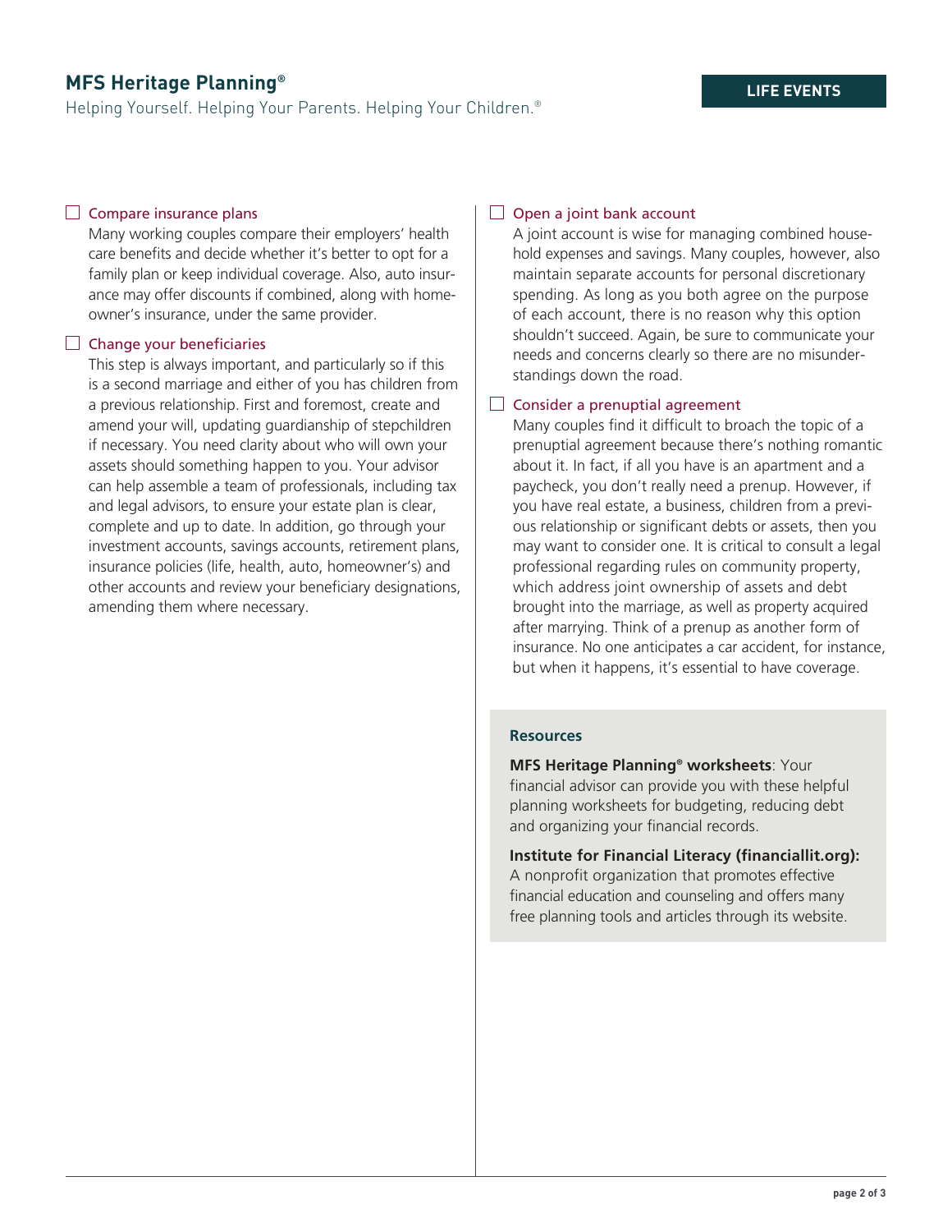- [ ] Compare insurance plans

  Many working couples compare their employers' health care benefits and decide whether it's better to opt for a family plan or keep individual coverage. Also, auto insurance may offer discounts if combined, along with homeowner's insurance, under the same provider.

- [ ] Change your beneficiaries

  This step is always important, and particularly so if this is a second marriage and either of you has children from a previous relationship. First and foremost, create and amend your will, updating guardianship of stepchildren if necessary. You need clarity about who will own your assets should something happen to you. Your advisor can help assemble a team of professionals, including tax and legal advisors, to ensure your estate plan is clear, complete and up to date. In addition, go through your investment accounts, savings accounts, retirement plans, insurance policies (life, health, auto, homeowner's) and other accounts and review your beneficiary designations, amending them where necessary.

- [ ] Open a joint bank account

  A joint account is wise for managing combined household expenses and savings. Many couples, however, also maintain separate accounts for personal discretionary spending. As long as you both agree on the purpose of each account, there is no reason why this option shouldn't succeed. Again, be sure to communicate your needs and concerns clearly so there are no misunderstandings down the road.

- [ ] Consider a prenuptial agreement

  Many couples find it difficult to broach the topic of a prenuptial agreement because there's nothing romantic about it. In fact, if all you have is an apartment and a paycheck, you don't really need a prenup. However, if you have real estate, a business, children from a previous relationship or significant debts or assets, then you may want to consider one. It is critical to consult a legal professional regarding rules on community property, which address joint ownership of assets and debt brought into the marriage, as well as property acquired after marrying. Think of a prenup as another form of insurance. No one anticipates a car accident, for instance, but when it happens, it's essential to have coverage.

### Resources

**MFS Heritage Planning® worksheets**: Your financial advisor can provide you with these helpful planning worksheets for budgeting, reducing debt and organizing your financial records.

**Institute for Financial Literacy (financiallit.org):** A nonprofit organization that promotes effective financial education and counseling and offers many free planning tools and articles through its website.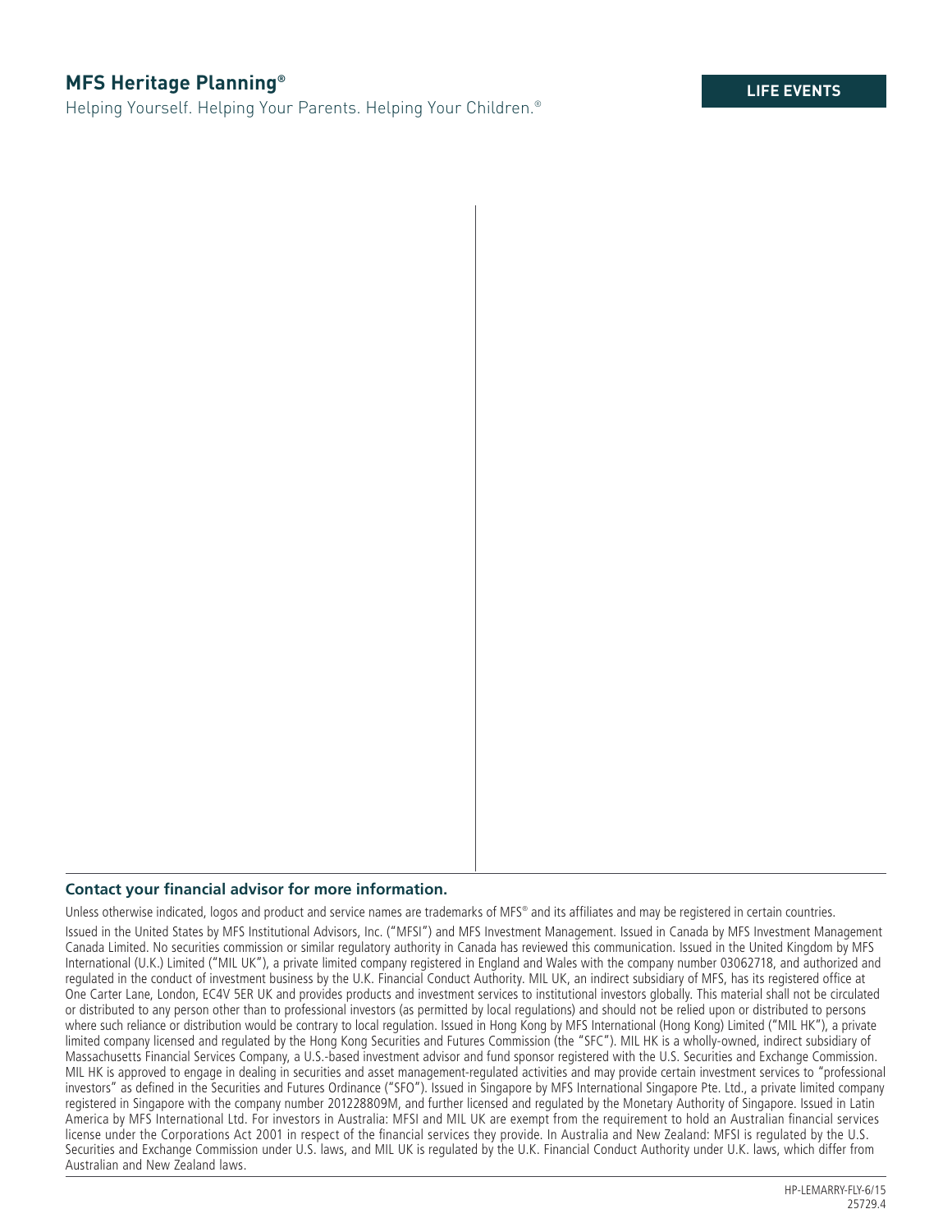# MFS Heritage Planning®

Helping Yourself. Helping Your Parents. Helping Your Children.®

**LIFE EVENTS**

**Contact your financial advisor for more information.**

Unless otherwise indicated, logos and product and service names are trademarks of MFS® and its affiliates and may be registered in certain countries.

Issued in the United States by MFS Institutional Advisors, Inc. ("MFSI") and MFS Investment Management. Issued in Canada by MFS Investment Management Canada Limited. No securities commission or similar regulatory authority in Canada has reviewed this communication. Issued in the United Kingdom by MFS International (U.K.) Limited ("MIL UK"), a private limited company registered in England and Wales with the company number 03062718, and authorized and regulated in the conduct of investment business by the U.K. Financial Conduct Authority. MIL UK, an indirect subsidiary of MFS, has its registered office at One Carter Lane, London, EC4V 5ER UK and provides products and investment services to institutional investors globally. This material shall not be circulated or distributed to any person other than to professional investors (as permitted by local regulations) and should not be relied upon or distributed to persons where such reliance or distribution would be contrary to local regulation. Issued in Hong Kong by MFS International (Hong Kong) Limited ("MIL HK"), a private limited company licensed and regulated by the Hong Kong Securities and Futures Commission (the "SFC"). MIL HK is a wholly-owned, indirect subsidiary of Massachusetts Financial Services Company, a U.S.-based investment advisor and fund sponsor registered with the U.S. Securities and Exchange Commission. MIL HK is approved to engage in dealing in securities and asset management-regulated activities and may provide certain investment services to "professional investors" as defined in the Securities and Futures Ordinance ("SFO"). Issued in Singapore by MFS International Singapore Pte. Ltd., a private limited company registered in Singapore with the company number 201228809M, and further licensed and regulated by the Monetary Authority of Singapore. Issued in Latin America by MFS International Ltd. For investors in Australia: MFSI and MIL UK are exempt from the requirement to hold an Australian financial services license under the Corporations Act 2001 in respect of the financial services they provide. In Australia and New Zealand: MFSI is regulated by the U.S. Securities and Exchange Commission under U.S. laws, and MIL UK is regulated by the U.K. Financial Conduct Authority under U.K. laws, which differ from Australian and New Zealand laws.

HP-LEMARRY-FLY-6/15
25729.4